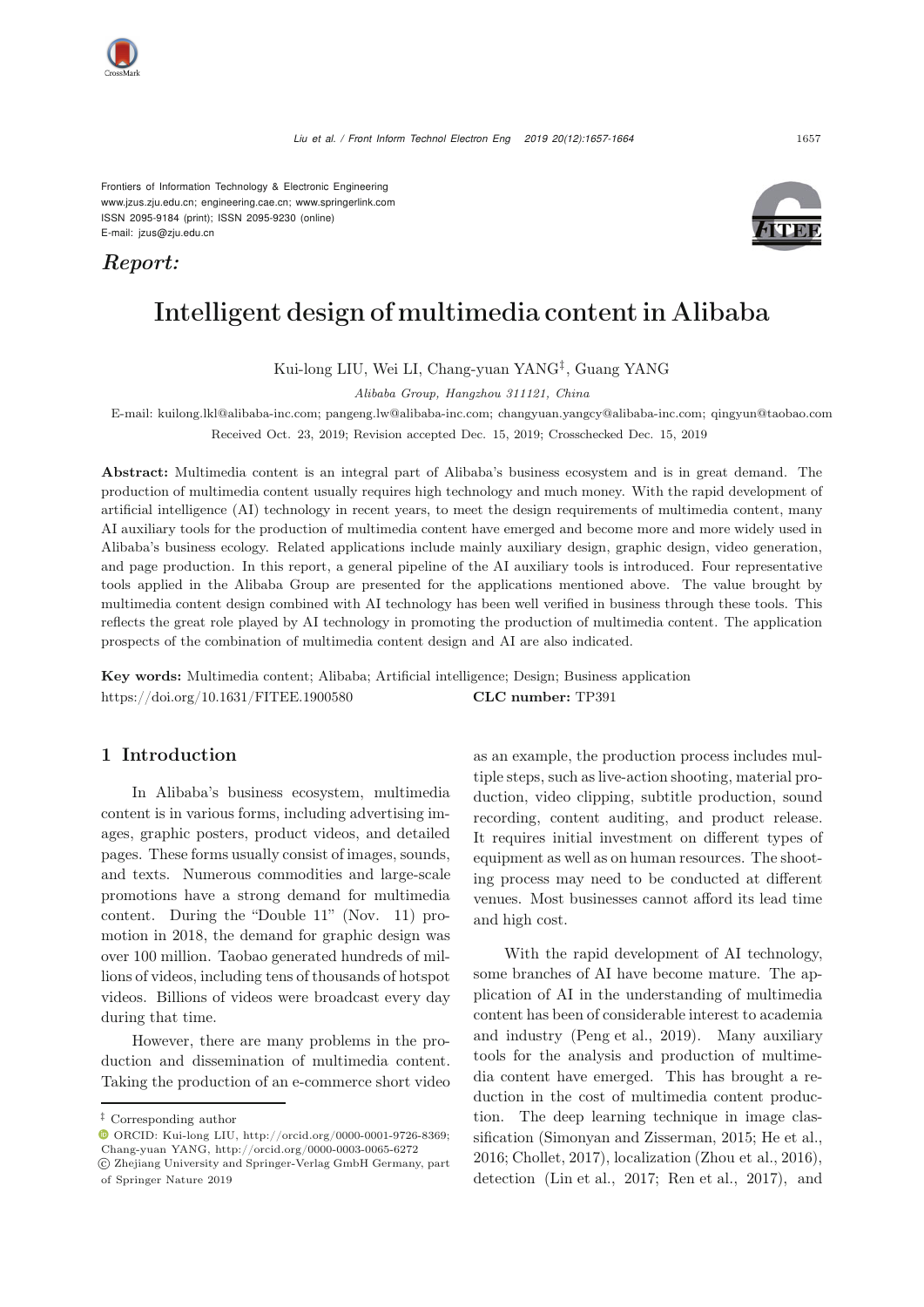Frontiers of Information Technology & Electronic Engineering
www.jzus.zju.edu.cn; engineering.cae.cn; www.springerlink.com
ISSN 2095-9184 (print); ISSN 2095-9230 (online)
E-mail: jzus@zju.edu.cn

***Report:***

# Intelligent design of multimedia content in Alibaba

Kui-long LIU, Wei LI, Chang-yuan YANG‡, Guang YANG

*Alibaba Group, Hangzhou 311121, China*

E-mail: kuilong.lkl@alibaba-inc.com; pangeng.lw@alibaba-inc.com; changyuan.yangcy@alibaba-inc.com; qingyun@taobao.com

Received Oct. 23, 2019; Revision accepted Dec. 15, 2019; Crosschecked Dec. 15, 2019

**Abstract:** Multimedia content is an integral part of Alibaba's business ecosystem and is in great demand. The production of multimedia content usually requires high technology and much money. With the rapid development of artificial intelligence (AI) technology in recent years, to meet the design requirements of multimedia content, many AI auxiliary tools for the production of multimedia content have emerged and become more and more widely used in Alibaba's business ecology. Related applications include mainly auxiliary design, graphic design, video generation, and page production. In this report, a general pipeline of the AI auxiliary tools is introduced. Four representative tools applied in the Alibaba Group are presented for the applications mentioned above. The value brought by multimedia content design combined with AI technology has been well verified in business through these tools. This reflects the great role played by AI technology in promoting the production of multimedia content. The application prospects of the combination of multimedia content design and AI are also indicated.

**Key words:** Multimedia content; Alibaba; Artificial intelligence; Design; Business application

https://doi.org/10.1631/FITEE.1900580 **CLC number:** TP391

## 1 Introduction

In Alibaba's business ecosystem, multimedia content is in various forms, including advertising images, graphic posters, product videos, and detailed pages. These forms usually consist of images, sounds, and texts. Numerous commodities and large-scale promotions have a strong demand for multimedia content. During the "Double 11" (Nov. 11) promotion in 2018, the demand for graphic design was over 100 million. Taobao generated hundreds of millions of videos, including tens of thousands of hotspot videos. Billions of videos were broadcast every day during that time.

However, there are many problems in the production and dissemination of multimedia content. Taking the production of an e-commerce short video as an example, the production process includes multiple steps, such as live-action shooting, material production, video clipping, subtitle production, sound recording, content auditing, and product release. It requires initial investment on different types of equipment as well as on human resources. The shooting process may need to be conducted at different venues. Most businesses cannot afford its lead time and high cost.

With the rapid development of AI technology, some branches of AI have become mature. The application of AI in the understanding of multimedia content has been of considerable interest to academia and industry (Peng et al., 2019). Many auxiliary tools for the analysis and production of multimedia content have emerged. This has brought a reduction in the cost of multimedia content production. The deep learning technique in image classification (Simonyan and Zisserman, 2015; He et al., 2016; Chollet, 2017), localization (Zhou et al., 2016), detection (Lin et al., 2017; Ren et al., 2017), and

‡ Corresponding author

ORCID: Kui-long LIU, http://orcid.org/0000-0001-9726-8369; Chang-yuan YANG, http://orcid.org/0000-0003-0065-6272

© Zhejiang University and Springer-Verlag GmbH Germany, part of Springer Nature 2019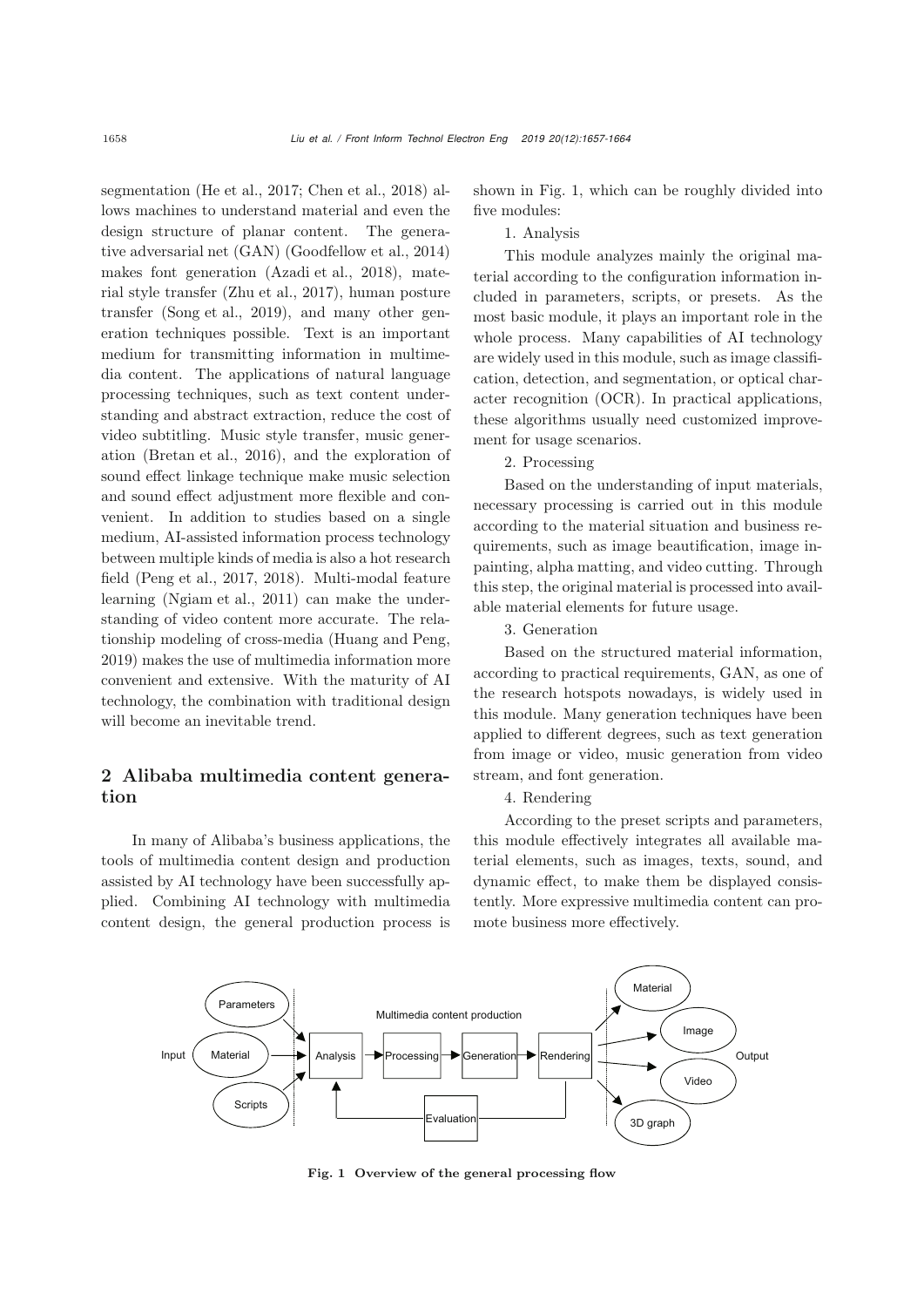segmentation (He et al., 2017; Chen et al., 2018) allows machines to understand material and even the design structure of planar content. The generative adversarial net (GAN) (Goodfellow et al., 2014) makes font generation (Azadi et al., 2018), material style transfer (Zhu et al., 2017), human posture transfer (Song et al., 2019), and many other generation techniques possible. Text is an important medium for transmitting information in multimedia content. The applications of natural language processing techniques, such as text content understanding and abstract extraction, reduce the cost of video subtitling. Music style transfer, music generation (Bretan et al., 2016), and the exploration of sound effect linkage technique make music selection and sound effect adjustment more flexible and convenient. In addition to studies based on a single medium, AI-assisted information process technology between multiple kinds of media is also a hot research field (Peng et al., 2017, 2018). Multi-modal feature learning (Ngiam et al., 2011) can make the understanding of video content more accurate. The relationship modeling of cross-media (Huang and Peng, 2019) makes the use of multimedia information more convenient and extensive. With the maturity of AI technology, the combination with traditional design will become an inevitable trend.

## 2 Alibaba multimedia content generation

In many of Alibaba's business applications, the tools of multimedia content design and production assisted by AI technology have been successfully applied. Combining AI technology with multimedia content design, the general production process is shown in Fig. 1, which can be roughly divided into five modules:

1. Analysis

This module analyzes mainly the original material according to the configuration information included in parameters, scripts, or presets. As the most basic module, it plays an important role in the whole process. Many capabilities of AI technology are widely used in this module, such as image classification, detection, and segmentation, or optical character recognition (OCR). In practical applications, these algorithms usually need customized improvement for usage scenarios.

2. Processing

Based on the understanding of input materials, necessary processing is carried out in this module according to the material situation and business requirements, such as image beautification, image inpainting, alpha matting, and video cutting. Through this step, the original material is processed into available material elements for future usage.

3. Generation

Based on the structured material information, according to practical requirements, GAN, as one of the research hotspots nowadays, is widely used in this module. Many generation techniques have been applied to different degrees, such as text generation from image or video, music generation from video stream, and font generation.

4. Rendering

According to the preset scripts and parameters, this module effectively integrates all available material elements, such as images, texts, sound, and dynamic effect, to make them be displayed consistently. More expressive multimedia content can promote business more effectively.

**Fig. 1 Overview of the general processing flow**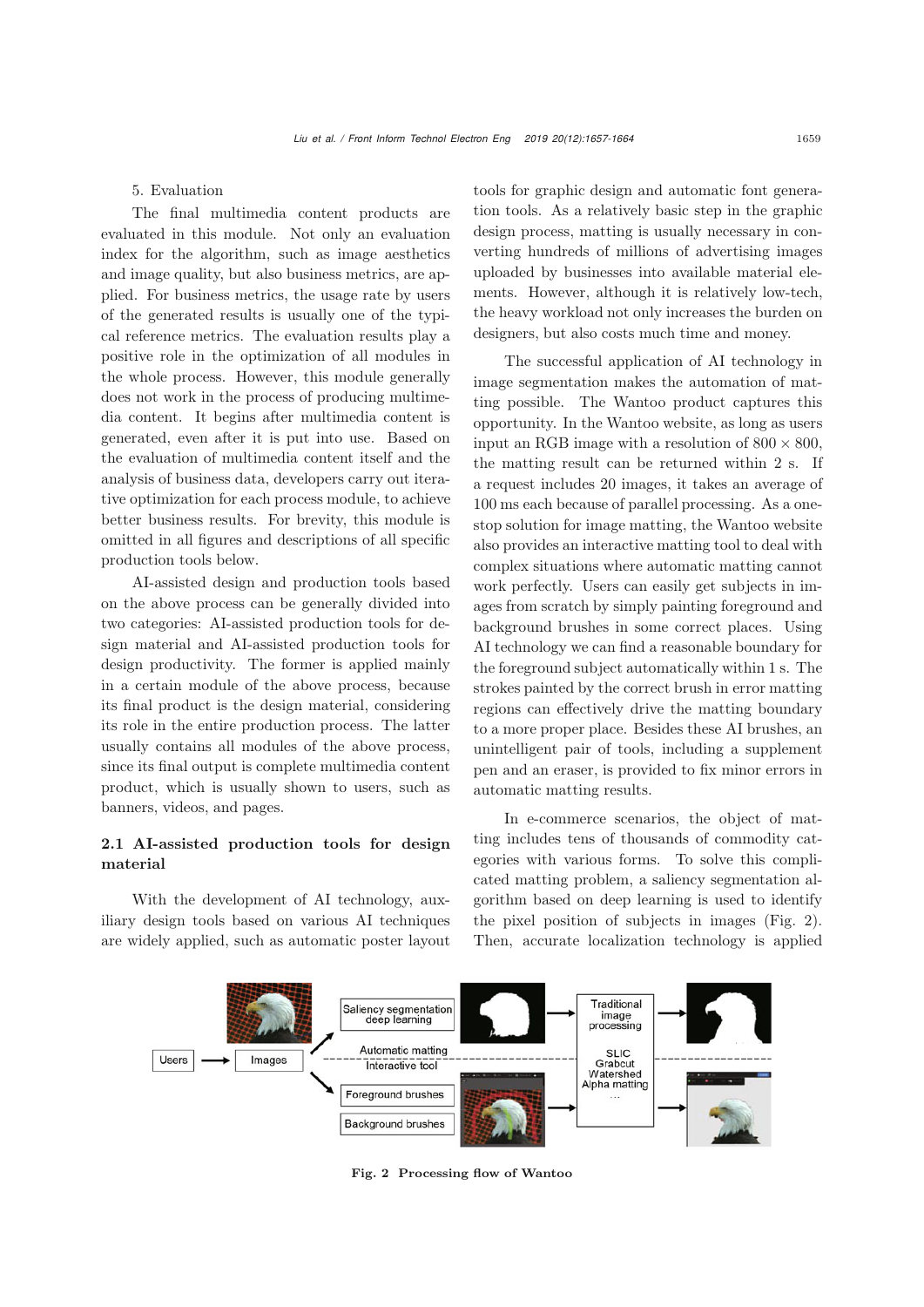5. Evaluation

The final multimedia content products are evaluated in this module. Not only an evaluation index for the algorithm, such as image aesthetics and image quality, but also business metrics, are applied. For business metrics, the usage rate by users of the generated results is usually one of the typical reference metrics. The evaluation results play a positive role in the optimization of all modules in the whole process. However, this module generally does not work in the process of producing multimedia content. It begins after multimedia content is generated, even after it is put into use. Based on the evaluation of multimedia content itself and the analysis of business data, developers carry out iterative optimization for each process module, to achieve better business results. For brevity, this module is omitted in all figures and descriptions of all specific production tools below.

AI-assisted design and production tools based on the above process can be generally divided into two categories: AI-assisted production tools for design material and AI-assisted production tools for design productivity. The former is applied mainly in a certain module of the above process, because its final product is the design material, considering its role in the entire production process. The latter usually contains all modules of the above process, since its final output is complete multimedia content product, which is usually shown to users, such as banners, videos, and pages.

### 2.1 AI-assisted production tools for design material

With the development of AI technology, auxiliary design tools based on various AI techniques are widely applied, such as automatic poster layout tools for graphic design and automatic font generation tools. As a relatively basic step in the graphic design process, matting is usually necessary in converting hundreds of millions of advertising images uploaded by businesses into available material elements. However, although it is relatively low-tech, the heavy workload not only increases the burden on designers, but also costs much time and money.

The successful application of AI technology in image segmentation makes the automation of matting possible. The Wantoo product captures this opportunity. In the Wantoo website, as long as users input an RGB image with a resolution of $800 \times 800$, the matting result can be returned within 2 s. If a request includes 20 images, it takes an average of 100 ms each because of parallel processing. As a one-stop solution for image matting, the Wantoo website also provides an interactive matting tool to deal with complex situations where automatic matting cannot work perfectly. Users can easily get subjects in images from scratch by simply painting foreground and background brushes in some correct places. Using AI technology we can find a reasonable boundary for the foreground subject automatically within 1 s. The strokes painted by the correct brush in error matting regions can effectively drive the matting boundary to a more proper place. Besides these AI brushes, an unintelligent pair of tools, including a supplement pen and an eraser, is provided to fix minor errors in automatic matting results.

In e-commerce scenarios, the object of matting includes tens of thousands of commodity categories with various forms. To solve this complicated matting problem, a saliency segmentation algorithm based on deep learning is used to identify the pixel position of subjects in images (Fig. 2). Then, accurate localization technology is applied

**Fig. 2 Processing flow of Wantoo**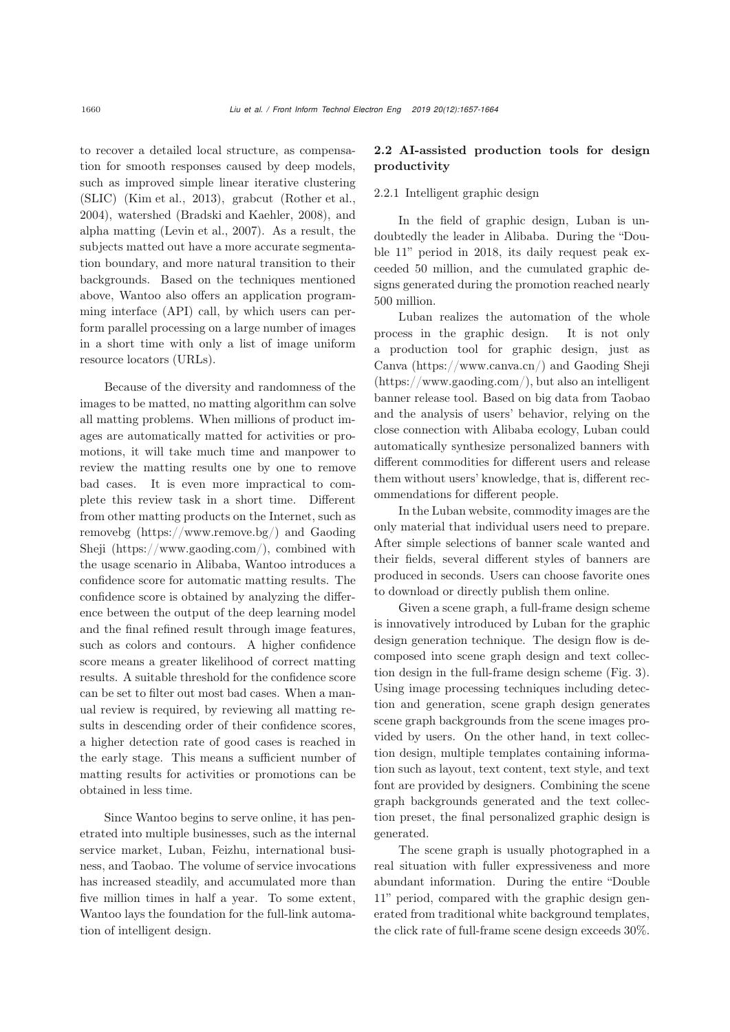to recover a detailed local structure, as compensation for smooth responses caused by deep models, such as improved simple linear iterative clustering (SLIC) (Kim et al., 2013), grabcut (Rother et al., 2004), watershed (Bradski and Kaehler, 2008), and alpha matting (Levin et al., 2007). As a result, the subjects matted out have a more accurate segmentation boundary, and more natural transition to their backgrounds. Based on the techniques mentioned above, Wantoo also offers an application programming interface (API) call, by which users can perform parallel processing on a large number of images in a short time with only a list of image uniform resource locators (URLs).

Because of the diversity and randomness of the images to be matted, no matting algorithm can solve all matting problems. When millions of product images are automatically matted for activities or promotions, it will take much time and manpower to review the matting results one by one to remove bad cases. It is even more impractical to complete this review task in a short time. Different from other matting products on the Internet, such as removebg (https://www.remove.bg/) and Gaoding Sheji (https://www.gaoding.com/), combined with the usage scenario in Alibaba, Wantoo introduces a confidence score for automatic matting results. The confidence score is obtained by analyzing the difference between the output of the deep learning model and the final refined result through image features, such as colors and contours. A higher confidence score means a greater likelihood of correct matting results. A suitable threshold for the confidence score can be set to filter out most bad cases. When a manual review is required, by reviewing all matting results in descending order of their confidence scores, a higher detection rate of good cases is reached in the early stage. This means a sufficient number of matting results for activities or promotions can be obtained in less time.

Since Wantoo begins to serve online, it has penetrated into multiple businesses, such as the internal service market, Luban, Feizhu, international business, and Taobao. The volume of service invocations has increased steadily, and accumulated more than five million times in half a year. To some extent, Wantoo lays the foundation for the full-link automation of intelligent design.

## 2.2 AI-assisted production tools for design productivity

### 2.2.1 Intelligent graphic design

In the field of graphic design, Luban is undoubtedly the leader in Alibaba. During the "Double 11" period in 2018, its daily request peak exceeded 50 million, and the cumulated graphic designs generated during the promotion reached nearly 500 million.

Luban realizes the automation of the whole process in the graphic design. It is not only a production tool for graphic design, just as Canva (https://www.canva.cn/) and Gaoding Sheji (https://www.gaoding.com/), but also an intelligent banner release tool. Based on big data from Taobao and the analysis of users' behavior, relying on the close connection with Alibaba ecology, Luban could automatically synthesize personalized banners with different commodities for different users and release them without users' knowledge, that is, different recommendations for different people.

In the Luban website, commodity images are the only material that individual users need to prepare. After simple selections of banner scale wanted and their fields, several different styles of banners are produced in seconds. Users can choose favorite ones to download or directly publish them online.

Given a scene graph, a full-frame design scheme is innovatively introduced by Luban for the graphic design generation technique. The design flow is decomposed into scene graph design and text collection design in the full-frame design scheme (Fig. 3). Using image processing techniques including detection and generation, scene graph design generates scene graph backgrounds from the scene images provided by users. On the other hand, in text collection design, multiple templates containing information such as layout, text content, text style, and text font are provided by designers. Combining the scene graph backgrounds generated and the text collection preset, the final personalized graphic design is generated.

The scene graph is usually photographed in a real situation with fuller expressiveness and more abundant information. During the entire "Double 11" period, compared with the graphic design generated from traditional white background templates, the click rate of full-frame scene design exceeds 30%.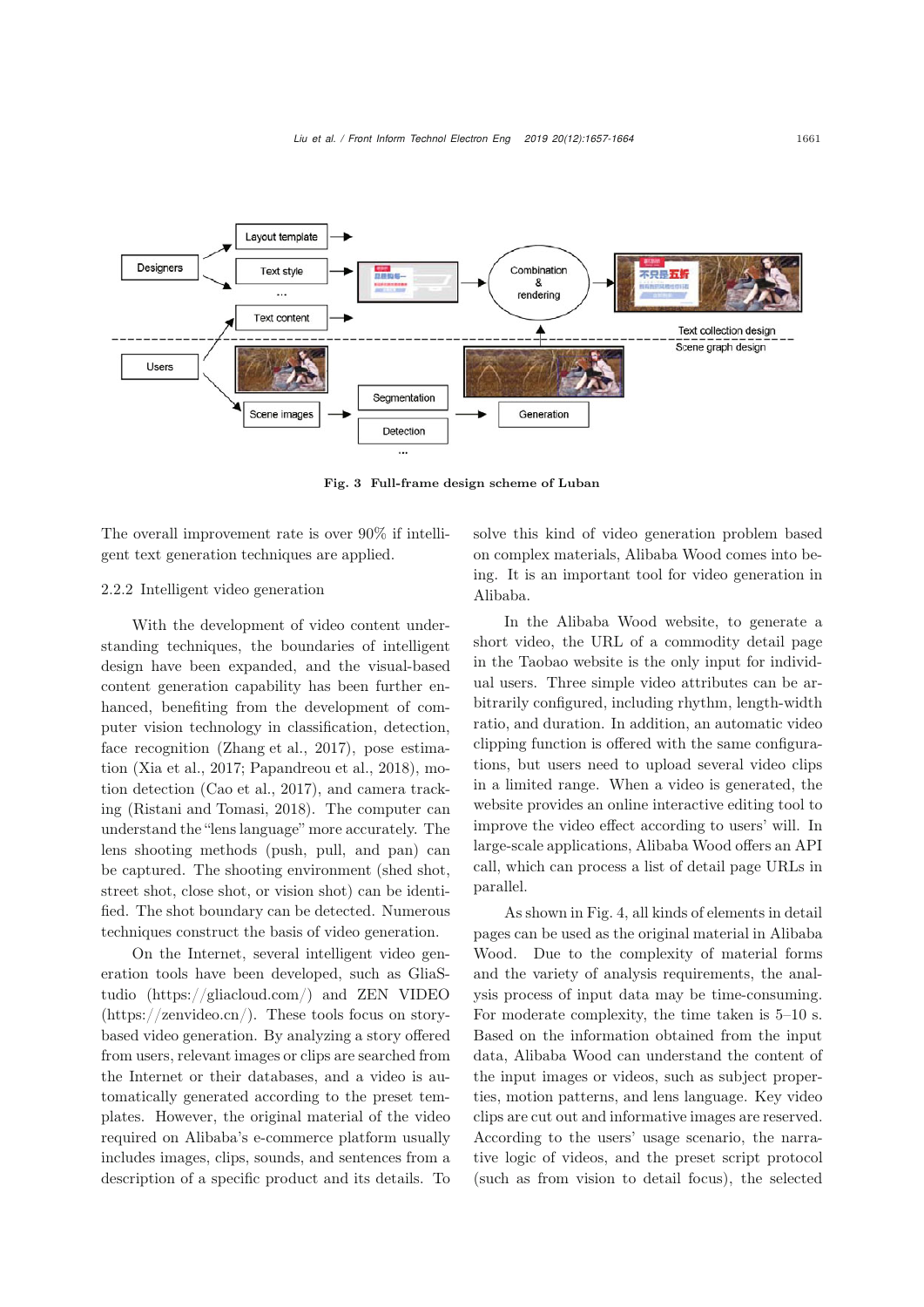Layout template

Designers

Text style

...

Text content

Combination & rendering

Text collection design

Scene graph design

Users

Scene images

Segmentation

Detection

...

Generation

Fig. 3 Full-frame design scheme of Luban

The overall improvement rate is over 90% if intelligent text generation techniques are applied.

#### 2.2.2 Intelligent video generation

With the development of video content understanding techniques, the boundaries of intelligent design have been expanded, and the visual-based content generation capability has been further enhanced, benefiting from the development of computer vision technology in classification, detection, face recognition (Zhang et al., 2017), pose estimation (Xia et al., 2017; Papandreou et al., 2018), motion detection (Cao et al., 2017), and camera tracking (Ristani and Tomasi, 2018). The computer can understand the "lens language" more accurately. The lens shooting methods (push, pull, and pan) can be captured. The shooting environment (shed shot, street shot, close shot, or vision shot) can be identified. The shot boundary can be detected. Numerous techniques construct the basis of video generation.

On the Internet, several intelligent video generation tools have been developed, such as GliaStudio (https://gliacloud.com/) and ZEN VIDEO (https://zenvideo.cn/). These tools focus on story-based video generation. By analyzing a story offered from users, relevant images or clips are searched from the Internet or their databases, and a video is automatically generated according to the preset templates. However, the original material of the video required on Alibaba's e-commerce platform usually includes images, clips, sounds, and sentences from a description of a specific product and its details. To solve this kind of video generation problem based on complex materials, Alibaba Wood comes into being. It is an important tool for video generation in Alibaba.

In the Alibaba Wood website, to generate a short video, the URL of a commodity detail page in the Taobao website is the only input for individual users. Three simple video attributes can be arbitrarily configured, including rhythm, length-width ratio, and duration. In addition, an automatic video clipping function is offered with the same configurations, but users need to upload several video clips in a limited range. When a video is generated, the website provides an online interactive editing tool to improve the video effect according to users' will. In large-scale applications, Alibaba Wood offers an API call, which can process a list of detail page URLs in parallel.

As shown in Fig. 4, all kinds of elements in detail pages can be used as the original material in Alibaba Wood. Due to the complexity of material forms and the variety of analysis requirements, the analysis process of input data may be time-consuming. For moderate complexity, the time taken is 5–10 s. Based on the information obtained from the input data, Alibaba Wood can understand the content of the input images or videos, such as subject properties, motion patterns, and lens language. Key video clips are cut out and informative images are reserved. According to the users' usage scenario, the narrative logic of videos, and the preset script protocol (such as from vision to detail focus), the selected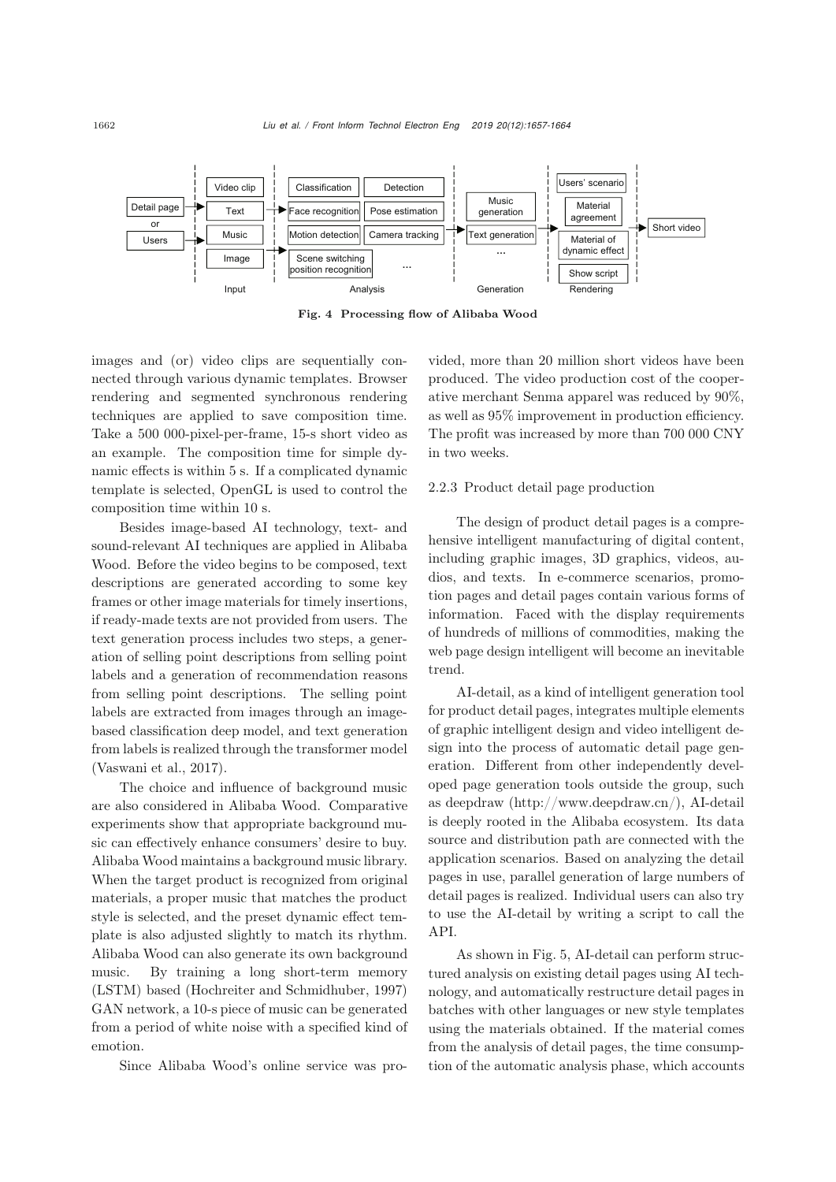Fig. 4 Processing flow of Alibaba Wood

images and (or) video clips are sequentially connected through various dynamic templates. Browser rendering and segmented synchronous rendering techniques are applied to save composition time. Take a 500 000-pixel-per-frame, 15-s short video as an example. The composition time for simple dynamic effects is within 5 s. If a complicated dynamic template is selected, OpenGL is used to control the composition time within 10 s.

Besides image-based AI technology, text- and sound-relevant AI techniques are applied in Alibaba Wood. Before the video begins to be composed, text descriptions are generated according to some key frames or other image materials for timely insertions, if ready-made texts are not provided from users. The text generation process includes two steps, a generation of selling point descriptions from selling point labels and a generation of recommendation reasons from selling point descriptions. The selling point labels are extracted from images through an image-based classification deep model, and text generation from labels is realized through the transformer model (Vaswani et al., 2017).

The choice and influence of background music are also considered in Alibaba Wood. Comparative experiments show that appropriate background music can effectively enhance consumers' desire to buy. Alibaba Wood maintains a background music library. When the target product is recognized from original materials, a proper music that matches the product style is selected, and the preset dynamic effect template is also adjusted slightly to match its rhythm. Alibaba Wood can also generate its own background music. By training a long short-term memory (LSTM) based (Hochreiter and Schmidhuber, 1997) GAN network, a 10-s piece of music can be generated from a period of white noise with a specified kind of emotion.

Since Alibaba Wood's online service was provided, more than 20 million short videos have been produced. The video production cost of the cooperative merchant Senma apparel was reduced by 90%, as well as 95% improvement in production efficiency. The profit was increased by more than 700 000 CNY in two weeks.

### 2.2.3 Product detail page production

The design of product detail pages is a comprehensive intelligent manufacturing of digital content, including graphic images, 3D graphics, videos, audios, and texts. In e-commerce scenarios, promotion pages and detail pages contain various forms of information. Faced with the display requirements of hundreds of millions of commodities, making the web page design intelligent will become an inevitable trend.

AI-detail, as a kind of intelligent generation tool for product detail pages, integrates multiple elements of graphic intelligent design and video intelligent design into the process of automatic detail page generation. Different from other independently developed page generation tools outside the group, such as deepdraw (http://www.deepdraw.cn/), AI-detail is deeply rooted in the Alibaba ecosystem. Its data source and distribution path are connected with the application scenarios. Based on analyzing the detail pages in use, parallel generation of large numbers of detail pages is realized. Individual users can also try to use the AI-detail by writing a script to call the API.

As shown in Fig. 5, AI-detail can perform structured analysis on existing detail pages using AI technology, and automatically restructure detail pages in batches with other languages or new style templates using the materials obtained. If the material comes from the analysis of detail pages, the time consumption of the automatic analysis phase, which accounts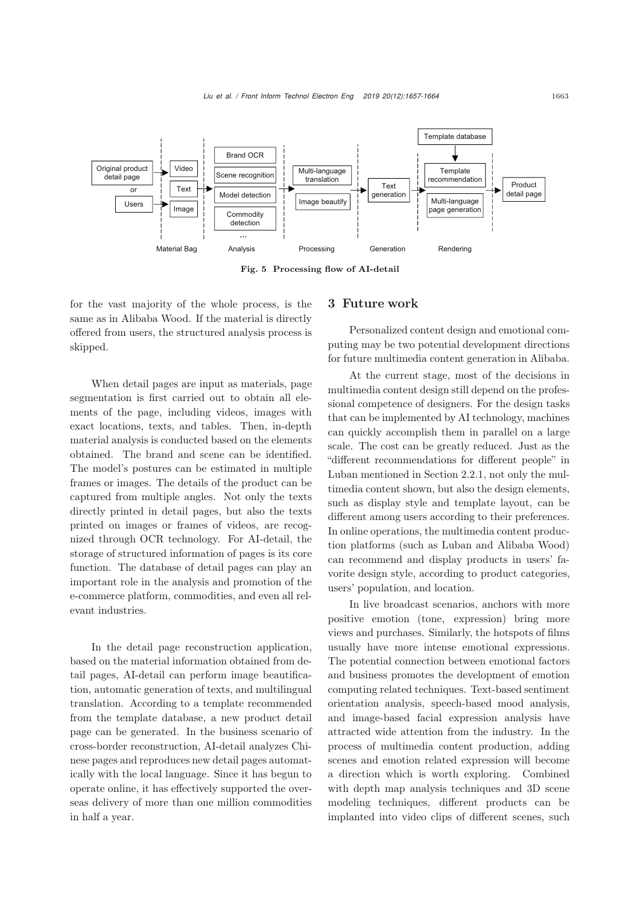Fig. 5 Processing flow of AI-detail

for the vast majority of the whole process, is the same as in Alibaba Wood. If the material is directly offered from users, the structured analysis process is skipped.

When detail pages are input as materials, page segmentation is first carried out to obtain all elements of the page, including videos, images with exact locations, texts, and tables. Then, in-depth material analysis is conducted based on the elements obtained. The brand and scene can be identified. The model's postures can be estimated in multiple frames or images. The details of the product can be captured from multiple angles. Not only the texts directly printed in detail pages, but also the texts printed on images or frames of videos, are recognized through OCR technology. For AI-detail, the storage of structured information of pages is its core function. The database of detail pages can play an important role in the analysis and promotion of the e-commerce platform, commodities, and even all relevant industries.

In the detail page reconstruction application, based on the material information obtained from detail pages, AI-detail can perform image beautification, automatic generation of texts, and multilingual translation. According to a template recommended from the template database, a new product detail page can be generated. In the business scenario of cross-border reconstruction, AI-detail analyzes Chinese pages and reproduces new detail pages automatically with the local language. Since it has begun to operate online, it has effectively supported the overseas delivery of more than one million commodities in half a year.

## 3 Future work

Personalized content design and emotional computing may be two potential development directions for future multimedia content generation in Alibaba.

At the current stage, most of the decisions in multimedia content design still depend on the professional competence of designers. For the design tasks that can be implemented by AI technology, machines can quickly accomplish them in parallel on a large scale. The cost can be greatly reduced. Just as the "different recommendations for different people" in Luban mentioned in Section 2.2.1, not only the multimedia content shown, but also the design elements, such as display style and template layout, can be different among users according to their preferences. In online operations, the multimedia content production platforms (such as Luban and Alibaba Wood) can recommend and display products in users' favorite design style, according to product categories, users' population, and location.

In live broadcast scenarios, anchors with more positive emotion (tone, expression) bring more views and purchases. Similarly, the hotspots of films usually have more intense emotional expressions. The potential connection between emotional factors and business promotes the development of emotion computing related techniques. Text-based sentiment orientation analysis, speech-based mood analysis, and image-based facial expression analysis have attracted wide attention from the industry. In the process of multimedia content production, adding scenes and emotion related expression will become a direction which is worth exploring. Combined with depth map analysis techniques and 3D scene modeling techniques, different products can be implanted into video clips of different scenes, such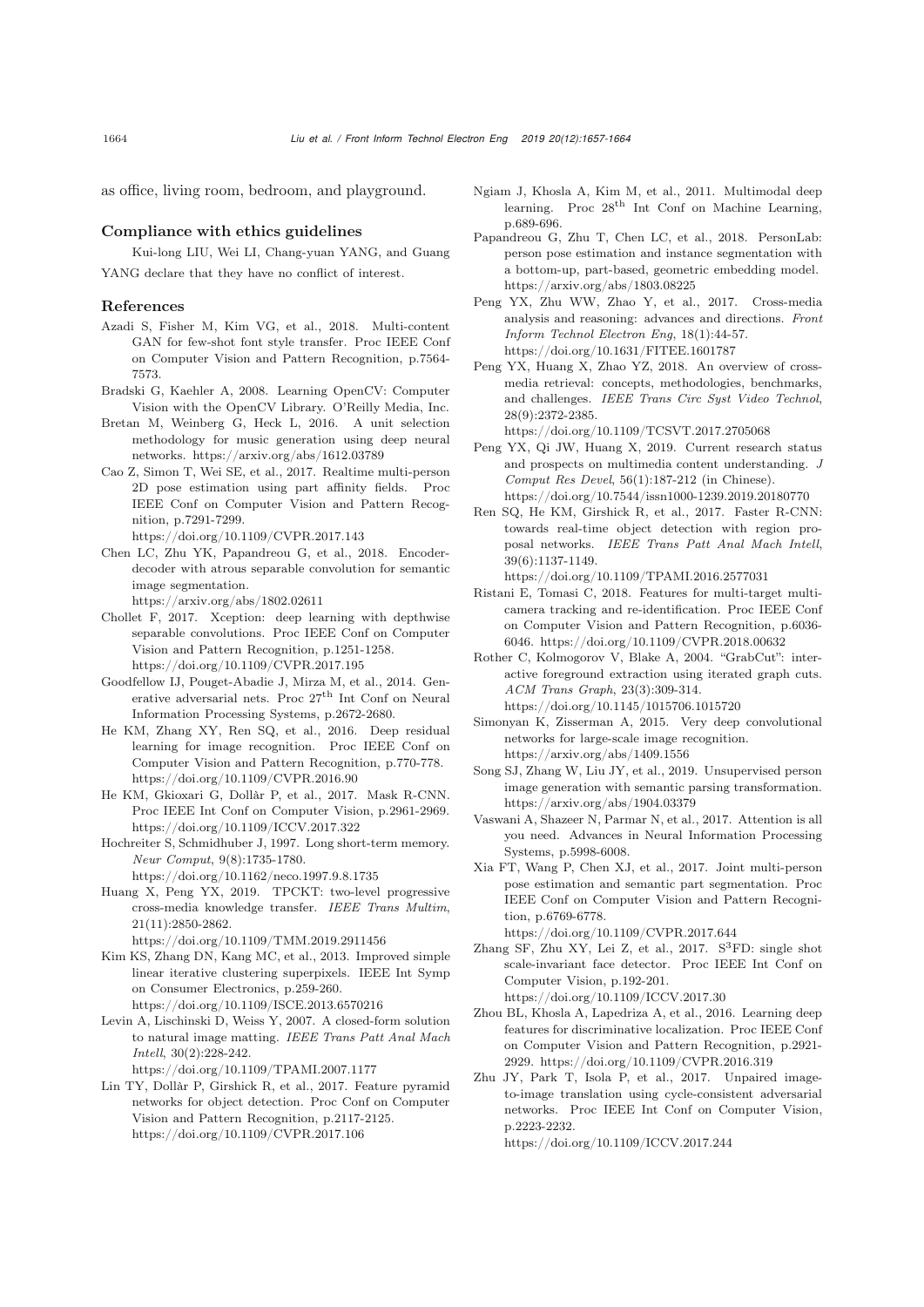as office, living room, bedroom, and playground.

## Compliance with ethics guidelines

Kui-long LIU, Wei LI, Chang-yuan YANG, and Guang YANG declare that they have no conflict of interest.

## References

Azadi S, Fisher M, Kim VG, et al., 2018. Multi-content GAN for few-shot font style transfer. Proc IEEE Conf on Computer Vision and Pattern Recognition, p.7564-7573.

Bradski G, Kaehler A, 2008. Learning OpenCV: Computer Vision with the OpenCV Library. O'Reilly Media, Inc.

Bretan M, Weinberg G, Heck L, 2016. A unit selection methodology for music generation using deep neural networks. https://arxiv.org/abs/1612.03789

Cao Z, Simon T, Wei SE, et al., 2017. Realtime multi-person 2D pose estimation using part affinity fields. Proc IEEE Conf on Computer Vision and Pattern Recognition, p.7291-7299. https://doi.org/10.1109/CVPR.2017.143

Chen LC, Zhu YK, Papandreou G, et al., 2018. Encoder-decoder with atrous separable convolution for semantic image segmentation. https://arxiv.org/abs/1802.02611

Chollet F, 2017. Xception: deep learning with depthwise separable convolutions. Proc IEEE Conf on Computer Vision and Pattern Recognition, p.1251-1258. https://doi.org/10.1109/CVPR.2017.195

Goodfellow IJ, Pouget-Abadie J, Mirza M, et al., 2014. Generative adversarial nets. Proc 27th Int Conf on Neural Information Processing Systems, p.2672-2680.

He KM, Zhang XY, Ren SQ, et al., 2016. Deep residual learning for image recognition. Proc IEEE Conf on Computer Vision and Pattern Recognition, p.770-778. https://doi.org/10.1109/CVPR.2016.90

He KM, Gkioxari G, Dollàr P, et al., 2017. Mask R-CNN. Proc IEEE Int Conf on Computer Vision, p.2961-2969. https://doi.org/10.1109/ICCV.2017.322

Hochreiter S, Schmidhuber J, 1997. Long short-term memory. *Neur Comput*, 9(8):1735-1780. https://doi.org/10.1162/neco.1997.9.8.1735

Huang X, Peng YX, 2019. TPCKT: two-level progressive cross-media knowledge transfer. *IEEE Trans Multim*, 21(11):2850-2862. https://doi.org/10.1109/TMM.2019.2911456

Kim KS, Zhang DN, Kang MC, et al., 2013. Improved simple linear iterative clustering superpixels. IEEE Int Symp on Consumer Electronics, p.259-260. https://doi.org/10.1109/ISCE.2013.6570216

Levin A, Lischinski D, Weiss Y, 2007. A closed-form solution to natural image matting. *IEEE Trans Patt Anal Mach Intell*, 30(2):228-242. https://doi.org/10.1109/TPAMI.2007.1177

Lin TY, Dollàr P, Girshick R, et al., 2017. Feature pyramid networks for object detection. Proc Conf on Computer Vision and Pattern Recognition, p.2117-2125. https://doi.org/10.1109/CVPR.2017.106

Ngiam J, Khosla A, Kim M, et al., 2011. Multimodal deep learning. Proc 28th Int Conf on Machine Learning, p.689-696.

Papandreou G, Zhu T, Chen LC, et al., 2018. PersonLab: person pose estimation and instance segmentation with a bottom-up, part-based, geometric embedding model. https://arxiv.org/abs/1803.08225

Peng YX, Zhu WW, Zhao Y, et al., 2017. Cross-media analysis and reasoning: advances and directions. *Front Inform Technol Electron Eng*, 18(1):44-57. https://doi.org/10.1631/FITEE.1601787

Peng YX, Huang X, Zhao YZ, 2018. An overview of cross-media retrieval: concepts, methodologies, benchmarks, and challenges. *IEEE Trans Circ Syst Video Technol*, 28(9):2372-2385. https://doi.org/10.1109/TCSVT.2017.2705068

Peng YX, Qi JW, Huang X, 2019. Current research status and prospects on multimedia content understanding. *J Comput Res Devel*, 56(1):187-212 (in Chinese). https://doi.org/10.7544/issn1000-1239.2019.20180770

Ren SQ, He KM, Girshick R, et al., 2017. Faster R-CNN: towards real-time object detection with region proposal networks. *IEEE Trans Patt Anal Mach Intell*, 39(6):1137-1149. https://doi.org/10.1109/TPAMI.2016.2577031

Ristani E, Tomasi C, 2018. Features for multi-target multi-camera tracking and re-identification. Proc IEEE Conf on Computer Vision and Pattern Recognition, p.6036-6046. https://doi.org/10.1109/CVPR.2018.00632

Rother C, Kolmogorov V, Blake A, 2004. "GrabCut": interactive foreground extraction using iterated graph cuts. *ACM Trans Graph*, 23(3):309-314. https://doi.org/10.1145/1015706.1015720

Simonyan K, Zisserman A, 2015. Very deep convolutional networks for large-scale image recognition. https://arxiv.org/abs/1409.1556

Song SJ, Zhang W, Liu JY, et al., 2019. Unsupervised person image generation with semantic parsing transformation. https://arxiv.org/abs/1904.03379

Vaswani A, Shazeer N, Parmar N, et al., 2017. Attention is all you need. Advances in Neural Information Processing Systems, p.5998-6008.

Xia FT, Wang P, Chen XJ, et al., 2017. Joint multi-person pose estimation and semantic part segmentation. Proc IEEE Conf on Computer Vision and Pattern Recognition, p.6769-6778. https://doi.org/10.1109/CVPR.2017.644

Zhang SF, Zhu XY, Lei Z, et al., 2017. $S^3$FD: single shot scale-invariant face detector. Proc IEEE Int Conf on Computer Vision, p.192-201. https://doi.org/10.1109/ICCV.2017.30

Zhou BL, Khosla A, Lapedriza A, et al., 2016. Learning deep features for discriminative localization. Proc IEEE Conf on Computer Vision and Pattern Recognition, p.2921-2929. https://doi.org/10.1109/CVPR.2016.319

Zhu JY, Park T, Isola P, et al., 2017. Unpaired image-to-image translation using cycle-consistent adversarial networks. Proc IEEE Int Conf on Computer Vision, p.2223-2232. https://doi.org/10.1109/ICCV.2017.244